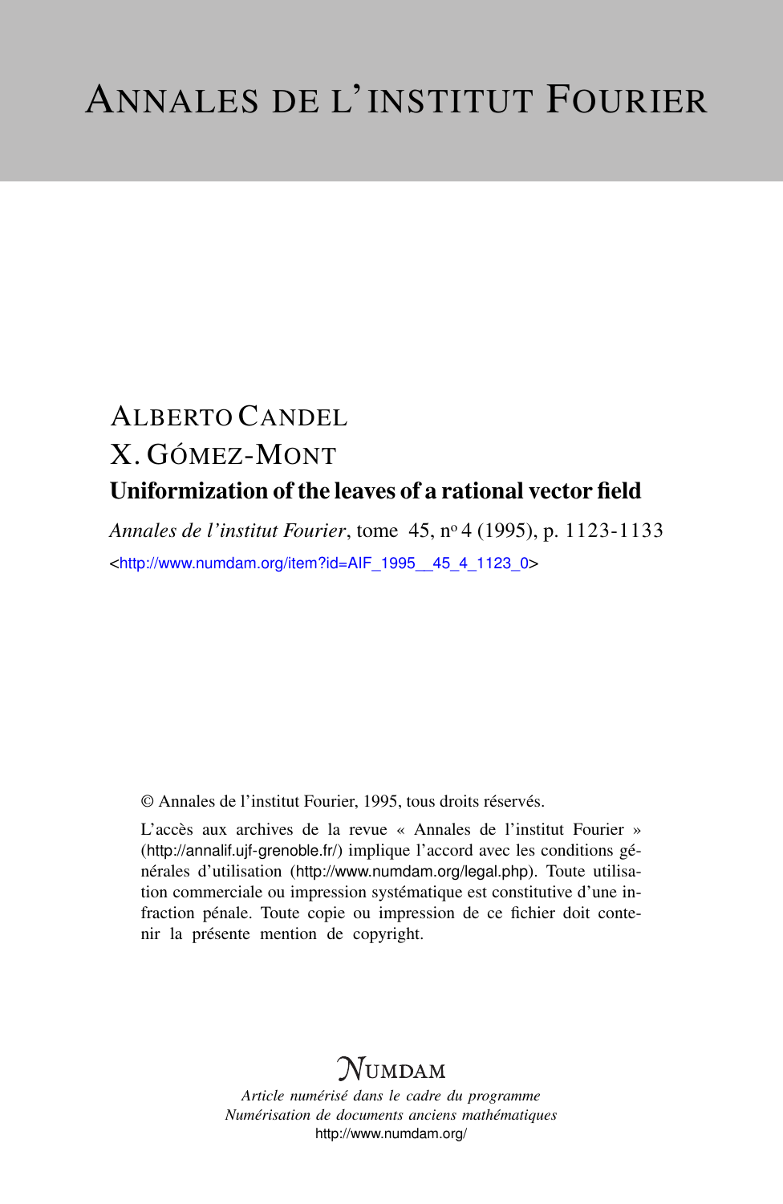# ANNALES DE L'INSTITUT FOURIER

ALBERTO CANDEL

X. GÓMEZ-MONT

## Uniformization of the leaves of a rational vector field

*Annales de l'institut Fourier*, tome 45, nº 4 (1995), p. 1123-1133

<http://www.numdam.org/item?id=AIF_1995__45_4_1123_0>

© Annales de l'institut Fourier, 1995, tous droits réservés.

L'accès aux archives de la revue « Annales de l'institut Fourier » (http://annalif.ujf-grenoble.fr/) implique l'accord avec les conditions générales d'utilisation (http://www.numdam.org/legal.php). Toute utilisation commerciale ou impression systématique est constitutive d'une infraction pénale. Toute copie ou impression de ce fichier doit contenir la présente mention de copyright.

NUMDAM

*Article numérisé dans le cadre du programme*
*Numérisation de documents anciens mathématiques*
http://www.numdam.org/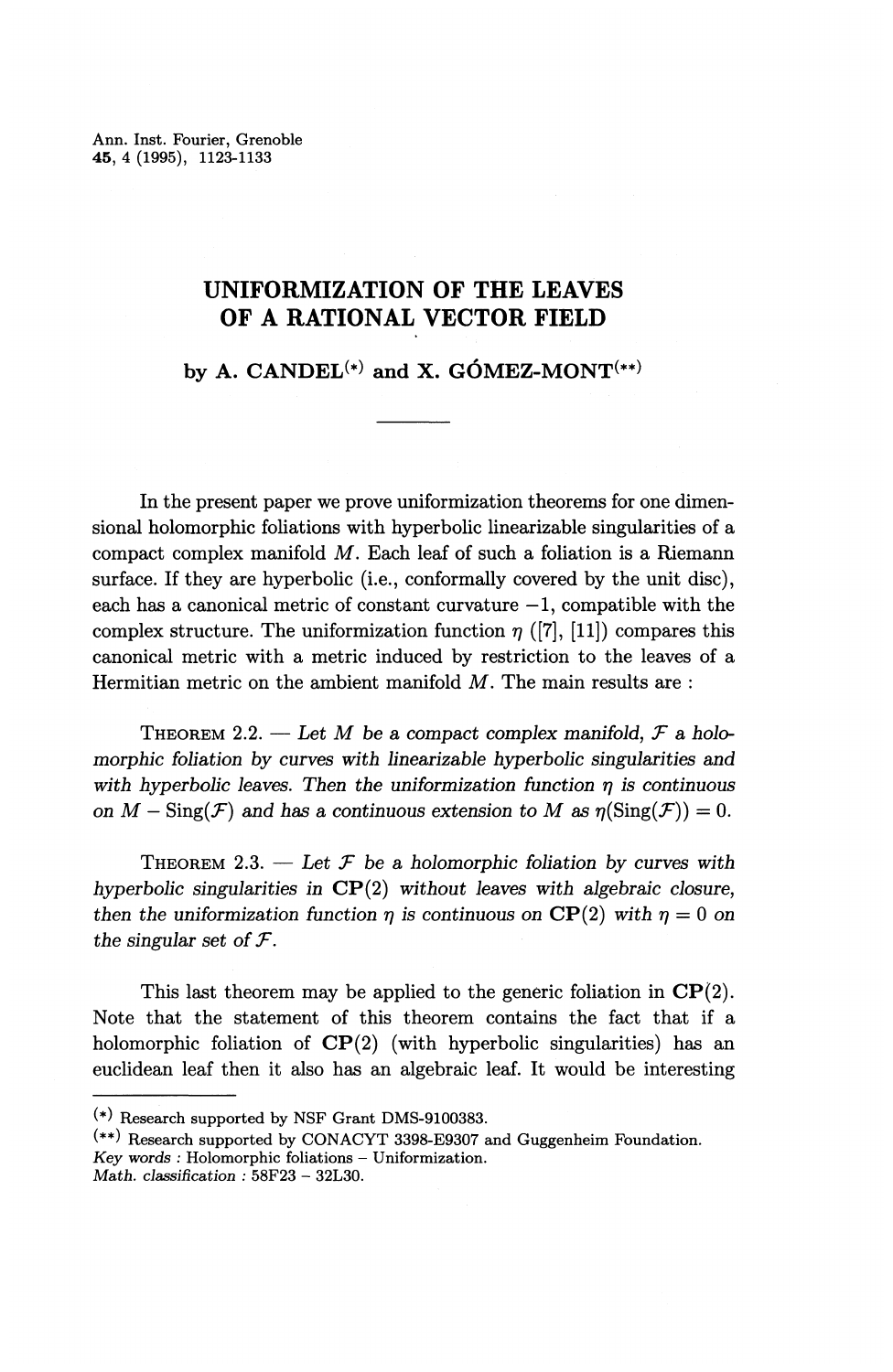Ann. Inst. Fourier, Grenoble
45, 4 (1995), 1123-1133

# UNIFORMIZATION OF THE LEAVES OF A RATIONAL VECTOR FIELD

### by A. CANDEL(*) and X. GÓMEZ-MONT(**)

---

In the present paper we prove uniformization theorems for one dimensional holomorphic foliations with hyperbolic linearizable singularities of a compact complex manifold $M$. Each leaf of such a foliation is a Riemann surface. If they are hyperbolic (i.e., conformally covered by the unit disc), each has a canonical metric of constant curvature $-1$, compatible with the complex structure. The uniformization function $\eta$ ([7], [11]) compares this canonical metric with a metric induced by restriction to the leaves of a Hermitian metric on the ambient manifold $M$. The main results are :

THEOREM 2.2. — *Let $M$ be a compact complex manifold, $\mathcal{F}$ a holomorphic foliation by curves with linearizable hyperbolic singularities and with hyperbolic leaves. Then the uniformization function $\eta$ is continuous on $M - \mathrm{Sing}(\mathcal{F})$ and has a continuous extension to $M$ as $\eta(\mathrm{Sing}(\mathcal{F})) = 0$.*

THEOREM 2.3. — *Let $\mathcal{F}$ be a holomorphic foliation by curves with hyperbolic singularities in $\mathbf{CP}(2)$ without leaves with algebraic closure, then the uniformization function $\eta$ is continuous on $\mathbf{CP}(2)$ with $\eta = 0$ on the singular set of $\mathcal{F}$.*

This last theorem may be applied to the generic foliation in $\mathbf{CP}(2)$. Note that the statement of this theorem contains the fact that if a holomorphic foliation of $\mathbf{CP}(2)$ (with hyperbolic singularities) has an euclidean leaf then it also has an algebraic leaf. It would be interesting

---

(*) Research supported by NSF Grant DMS-9100383.
(**) Research supported by CONACYT 3398-E9307 and Guggenheim Foundation.
*Key words* : Holomorphic foliations – Uniformization.
*Math. classification* : 58F23 – 32L30.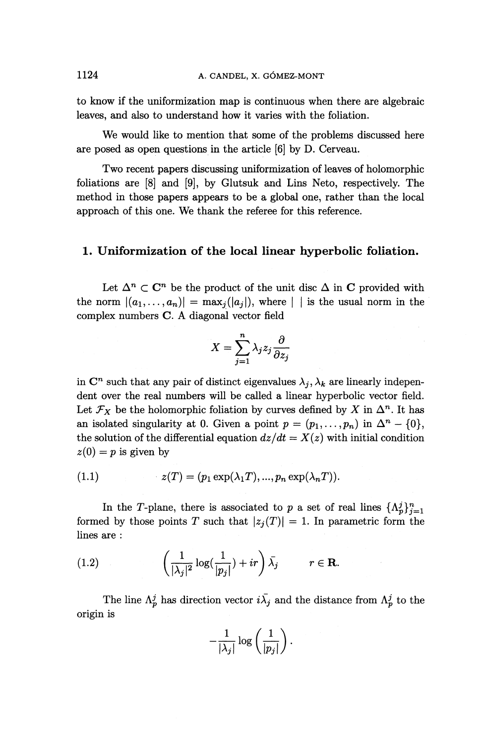to know if the uniformization map is continuous when there are algebraic leaves, and also to understand how it varies with the foliation.

We would like to mention that some of the problems discussed here are posed as open questions in the article [6] by D. Cerveau.

Two recent papers discussing uniformization of leaves of holomorphic foliations are [8] and [9], by Glutsuk and Lins Neto, respectively. The method in those papers appears to be a global one, rather than the local approach of this one. We thank the referee for this reference.

## 1. Uniformization of the local linear hyperbolic foliation.

Let $\Delta^n \subset \mathbf{C}^n$ be the product of the unit disc $\Delta$ in $\mathbf{C}$ provided with the norm $|(a_1, \ldots, a_n)| = \max_j(|a_j|)$, where $|\ |$ is the usual norm in the complex numbers $\mathbf{C}$. A diagonal vector field

$$X = \sum_{j=1}^{n} \lambda_j z_j \frac{\partial}{\partial z_j}$$

in $\mathbf{C}^n$ such that any pair of distinct eigenvalues $\lambda_j, \lambda_k$ are linearly independent over the real numbers will be called a linear hyperbolic vector field. Let $\mathcal{F}_X$ be the holomorphic foliation by curves defined by $X$ in $\Delta^n$. It has an isolated singularity at 0. Given a point $p = (p_1, \ldots, p_n)$ in $\Delta^n - \{0\}$, the solution of the differential equation $dz/dt = X(z)$ with initial condition $z(0) = p$ is given by

$$z(T) = (p_1 \exp(\lambda_1 T), ..., p_n \exp(\lambda_n T)). \tag{1.1}$$

In the $T$-plane, there is associated to $p$ a set of real lines $\{\Lambda_p^j\}_{j=1}^n$ formed by those points $T$ such that $|z_j(T)| = 1$. In parametric form the lines are :

$$\left( \frac{1}{|\lambda_j|^2} \log(\frac{1}{|p_j|}) + ir \right) \bar{\lambda}_j \qquad r \in \mathbf{R}. \tag{1.2}$$

The line $\Lambda_p^j$ has direction vector $i\bar{\lambda}_j$ and the distance from $\Lambda_p^j$ to the origin is

$$-\frac{1}{|\lambda_j|} \log\left(\frac{1}{|p_j|}\right).$$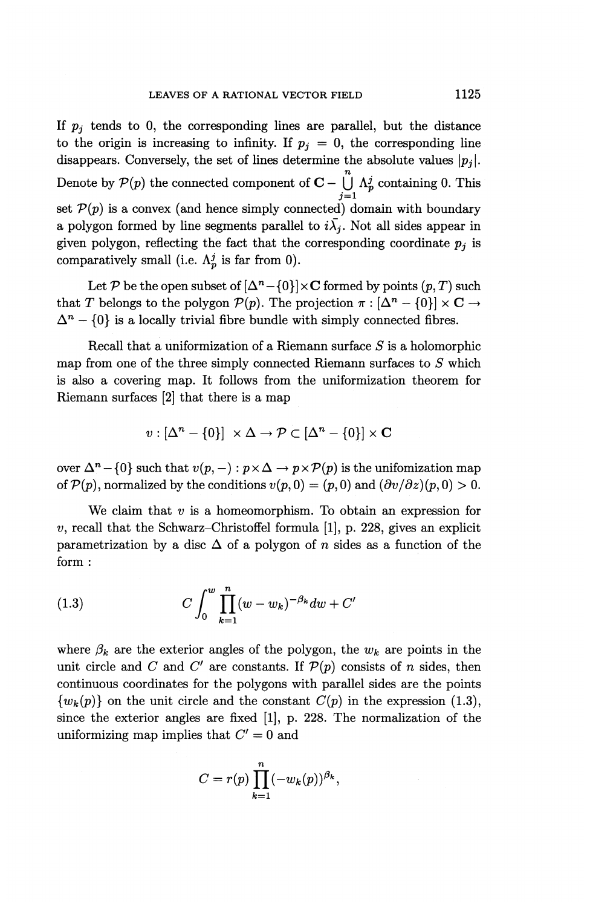If $p_j$ tends to 0, the corresponding lines are parallel, but the distance to the origin is increasing to infinity. If $p_j = 0$, the corresponding line disappears. Conversely, the set of lines determine the absolute values $|p_j|$. Denote by $\mathcal{P}(p)$ the connected component of $\mathbf{C} - \bigcup_{j=1}^{n} \Lambda_p^j$ containing 0. This set $\mathcal{P}(p)$ is a convex (and hence simply connected) domain with boundary a polygon formed by line segments parallel to $i\bar{\lambda}_j$. Not all sides appear in given polygon, reflecting the fact that the corresponding coordinate $p_j$ is comparatively small (i.e. $\Lambda_p^j$ is far from 0).

Let $\mathcal{P}$ be the open subset of $[\Delta^n - \{0\}] \times \mathbf{C}$ formed by points $(p, T)$ such that $T$ belongs to the polygon $\mathcal{P}(p)$. The projection $\pi : [\Delta^n - \{0\}] \times \mathbf{C} \to \Delta^n - \{0\}$ is a locally trivial fibre bundle with simply connected fibres.

Recall that a uniformization of a Riemann surface $S$ is a holomorphic map from one of the three simply connected Riemann surfaces to $S$ which is also a covering map. It follows from the uniformization theorem for Riemann surfaces [2] that there is a map

$$v : [\Delta^n - \{0\}] \times \Delta \to \mathcal{P} \subset [\Delta^n - \{0\}] \times \mathbf{C}$$

over $\Delta^n - \{0\}$ such that $v(p, -) : p \times \Delta \to p \times \mathcal{P}(p)$ is the unifomization map of $\mathcal{P}(p)$, normalized by the conditions $v(p, 0) = (p, 0)$ and $(\partial v / \partial z)(p, 0) > 0$.

We claim that $v$ is a homeomorphism. To obtain an expression for $v$, recall that the Schwarz–Christoffel formula [1], p. 228, gives an explicit parametrization by a disc $\Delta$ of a polygon of $n$ sides as a function of the form :

$$C \int_0^w \prod_{k=1}^{n} (w - w_k)^{-\beta_k} dw + C' \tag{1.3}$$

where $\beta_k$ are the exterior angles of the polygon, the $w_k$ are points in the unit circle and $C$ and $C'$ are constants. If $\mathcal{P}(p)$ consists of $n$ sides, then continuous coordinates for the polygons with parallel sides are the points $\{w_k(p)\}$ on the unit circle and the constant $C(p)$ in the expression (1.3), since the exterior angles are fixed [1], p. 228. The normalization of the uniformizing map implies that $C' = 0$ and

$$C = r(p) \prod_{k=1}^{n} (-w_k(p))^{\beta_k},$$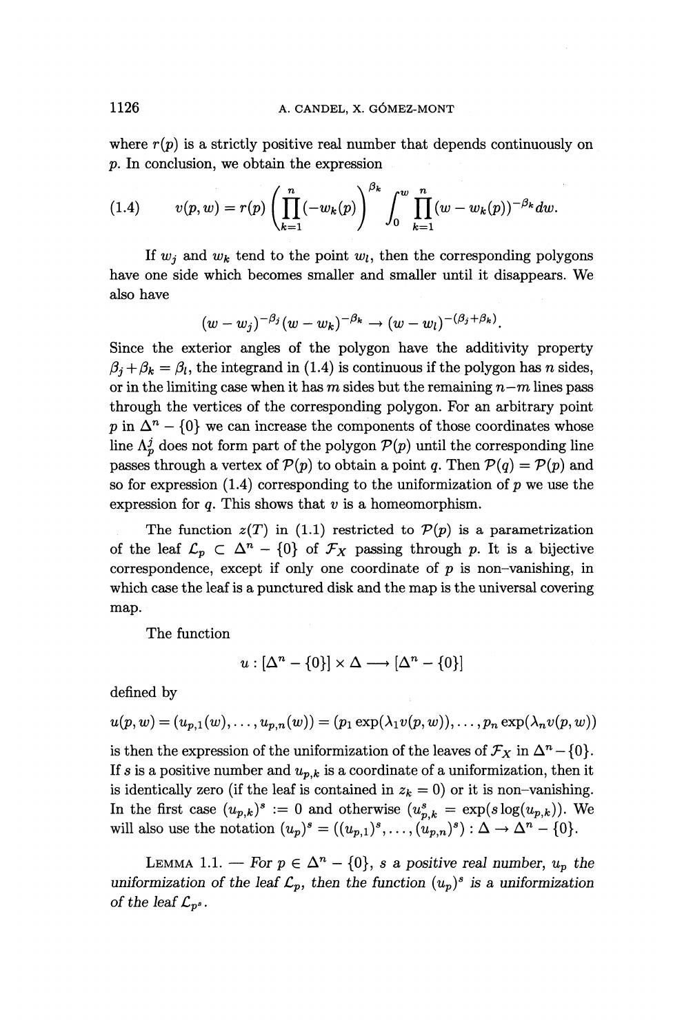where $r(p)$ is a strictly positive real number that depends continuously on $p$. In conclusion, we obtain the expression

$$v(p,w) = r(p)\left(\prod_{k=1}^{n}(-w_k(p))\right)^{\beta_k}\int_0^w \prod_{k=1}^{n}(w-w_k(p))^{-\beta_k}dw. \tag{1.4}$$

If $w_j$ and $w_k$ tend to the point $w_l$, then the corresponding polygons have one side which becomes smaller and smaller until it disappears. We also have

$$(w-w_j)^{-\beta_j}(w-w_k)^{-\beta_k} \to (w-w_l)^{-(\beta_j+\beta_k)}.$$

Since the exterior angles of the polygon have the additivity property $\beta_j+\beta_k=\beta_l$, the integrand in (1.4) is continuous if the polygon has $n$ sides, or in the limiting case when it has $m$ sides but the remaining $n-m$ lines pass through the vertices of the corresponding polygon. For an arbitrary point $p$ in $\Delta^n - \{0\}$ we can increase the components of those coordinates whose line $\Lambda_p^j$ does not form part of the polygon $\mathcal{P}(p)$ until the corresponding line passes through a vertex of $\mathcal{P}(p)$ to obtain a point $q$. Then $\mathcal{P}(q)=\mathcal{P}(p)$ and so for expression (1.4) corresponding to the uniformization of $p$ we use the expression for $q$. This shows that $v$ is a homeomorphism.

The function $z(T)$ in (1.1) restricted to $\mathcal{P}(p)$ is a parametrization of the leaf $\mathcal{L}_p \subset \Delta^n - \{0\}$ of $\mathcal{F}_X$ passing through $p$. It is a bijective correspondence, except if only one coordinate of $p$ is non–vanishing, in which case the leaf is a punctured disk and the map is the universal covering map.

The function

$$u : [\Delta^n - \{0\}] \times \Delta \longrightarrow [\Delta^n - \{0\}]$$

defined by

$$u(p,w) = (u_{p,1}(w),\dots,u_{p,n}(w)) = (p_1\exp(\lambda_1 v(p,w)),\dots,p_n\exp(\lambda_n v(p,w))$$

is then the expression of the uniformization of the leaves of $\mathcal{F}_X$ in $\Delta^n - \{0\}$. If $s$ is a positive number and $u_{p,k}$ is a coordinate of a uniformization, then it is identically zero (if the leaf is contained in $z_k=0$) or it is non–vanishing. In the first case $(u_{p,k})^s := 0$ and otherwise $(u_{p,k}^s = \exp(s\log(u_{p,k}))$. We will also use the notation $(u_p)^s = ((u_{p,1})^s,\dots,(u_{p,n})^s) : \Delta \to \Delta^n - \{0\}$.

LEMMA 1.1. — *For $p \in \Delta^n - \{0\}$, $s$ a positive real number, $u_p$ the uniformization of the leaf $\mathcal{L}_p$, then the function $(u_p)^s$ is a uniformization of the leaf $\mathcal{L}_{p^s}$.*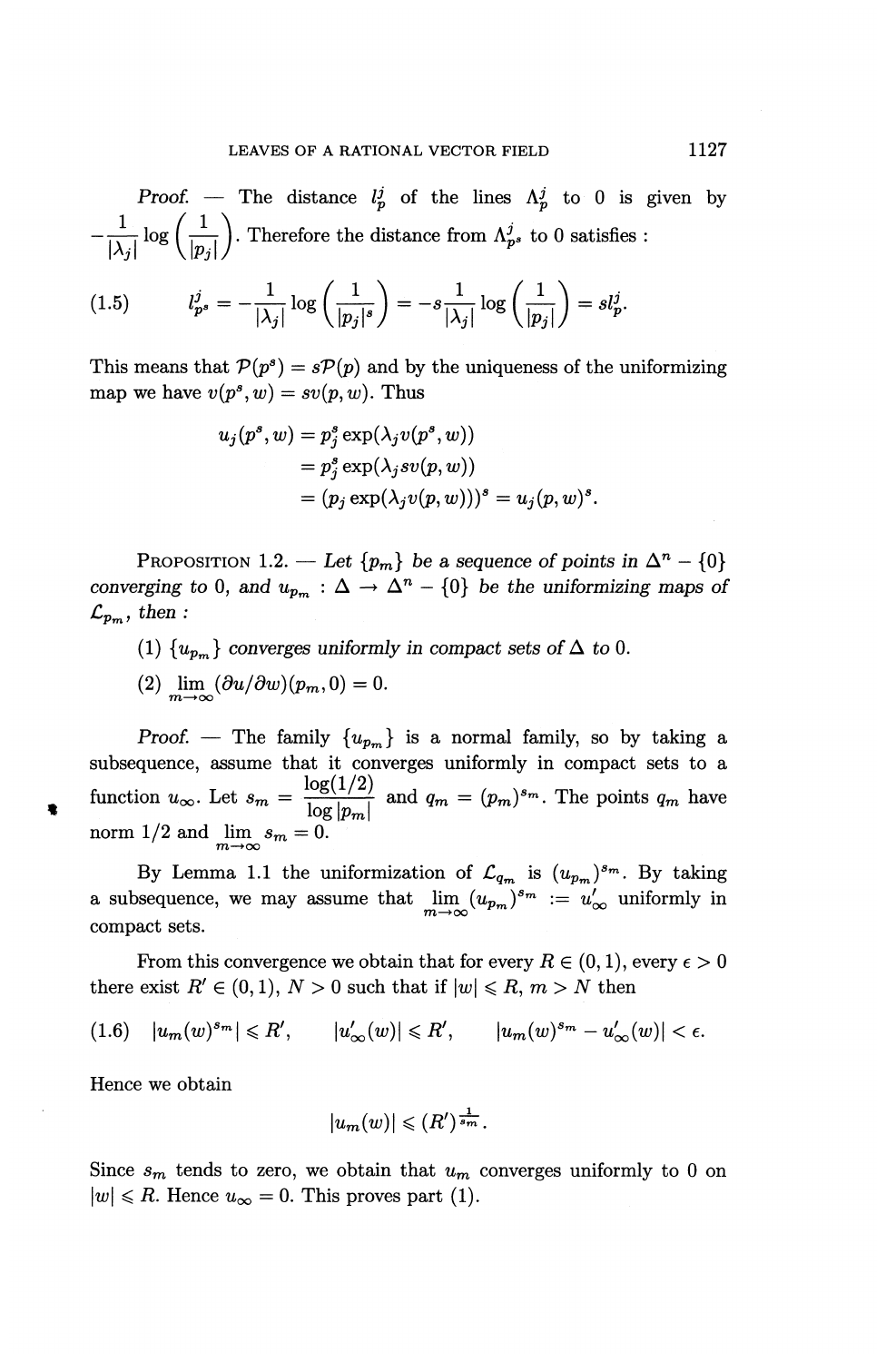*Proof.* — The distance $l_p^j$ of the lines $\Lambda_p^j$ to 0 is given by $-\frac{1}{|\lambda_j|}\log\left(\frac{1}{|p_j|}\right)$. Therefore the distance from $\Lambda_{p^s}^j$ to 0 satisfies :

$$
(1.5) \qquad l_{p^s}^j = -\frac{1}{|\lambda_j|}\log\left(\frac{1}{|p_j|^s}\right) = -s\frac{1}{|\lambda_j|}\log\left(\frac{1}{|p_j|}\right) = s l_p^j.
$$

This means that $\mathcal{P}(p^s) = s\mathcal{P}(p)$ and by the uniqueness of the uniformizing map we have $v(p^s, w) = sv(p, w)$. Thus

$$
\begin{aligned}
u_j(p^s, w) &= p_j^s \exp(\lambda_j v(p^s, w)) \\
&= p_j^s \exp(\lambda_j s v(p, w)) \\
&= (p_j \exp(\lambda_j v(p, w)))^s = u_j(p, w)^s.
\end{aligned}
$$

PROPOSITION 1.2. — *Let $\{p_m\}$ be a sequence of points in $\Delta^n - \{0\}$ converging to 0, and $u_{p_m} : \Delta \to \Delta^n - \{0\}$ be the uniformizing maps of $\mathcal{L}_{p_m}$, then :*

(1) *$\{u_{p_m}\}$ converges uniformly in compact sets of $\Delta$ to 0.*

(2) $\lim_{m\to\infty} (\partial u/\partial w)(p_m, 0) = 0.$

*Proof.* — The family $\{u_{p_m}\}$ is a normal family, so by taking a subsequence, assume that it converges uniformly in compact sets to a function $u_\infty$. Let $s_m = \dfrac{\log(1/2)}{\log|p_m|}$ and $q_m = (p_m)^{s_m}$. The points $q_m$ have norm 1/2 and $\lim_{m\to\infty} s_m = 0$.

By Lemma 1.1 the uniformization of $\mathcal{L}_{q_m}$ is $(u_{p_m})^{s_m}$. By taking a subsequence, we may assume that $\lim_{m\to\infty}(u_{p_m})^{s_m} := u'_\infty$ uniformly in compact sets.

From this convergence we obtain that for every $R \in (0,1)$, every $\epsilon > 0$ there exist $R' \in (0,1)$, $N > 0$ such that if $|w| \leqslant R$, $m > N$ then

$$
(1.6) \qquad |u_m(w)^{s_m}| \leqslant R', \qquad |u'_\infty(w)| \leqslant R', \qquad |u_m(w)^{s_m} - u'_\infty(w)| < \epsilon.
$$

Hence we obtain

$$
|u_m(w)| \leqslant (R')^{\frac{1}{s_m}}.
$$

Since $s_m$ tends to zero, we obtain that $u_m$ converges uniformly to 0 on $|w| \leqslant R$. Hence $u_\infty = 0$. This proves part (1).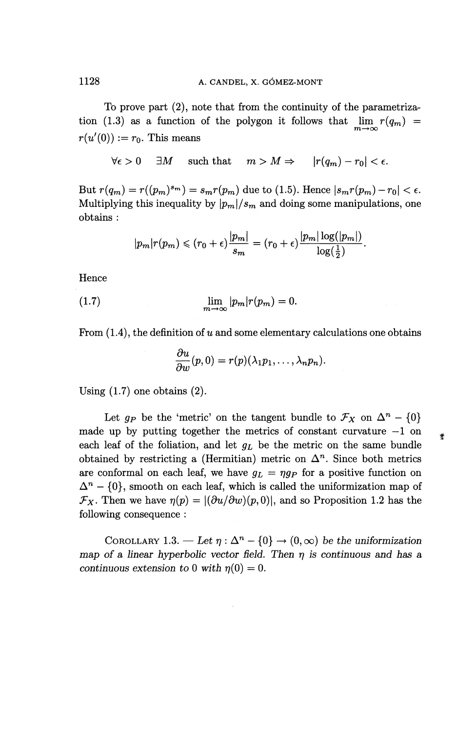To prove part (2), note that from the continuity of the parametrization (1.3) as a function of the polygon it follows that $\lim_{m\to\infty} r(q_m) = r(u'(0)) := r_0$. This means

$$\forall \epsilon > 0 \quad \exists M \quad \text{such that} \quad m > M \Rightarrow \quad |r(q_m) - r_0| < \epsilon.$$

But $r(q_m) = r((p_m)^{s_m}) = s_m r(p_m)$ due to (1.5). Hence $|s_m r(p_m) - r_0| < \epsilon$. Multiplying this inequality by $|p_m|/s_m$ and doing some manipulations, one obtains :

$$|p_m| r(p_m) \leqslant (r_0 + \epsilon)\frac{|p_m|}{s_m} = (r_0 + \epsilon)\frac{|p_m|\log(|p_m|)}{\log(\frac{1}{2})}.$$

Hence

$$\lim_{m\to\infty} |p_m| r(p_m) = 0. \tag{1.7}$$

From (1.4), the definition of $u$ and some elementary calculations one obtains

$$\frac{\partial u}{\partial w}(p, 0) = r(p)(\lambda_1 p_1, \ldots, \lambda_n p_n).$$

Using (1.7) one obtains (2).

Let $g_P$ be the 'metric' on the tangent bundle to $\mathcal{F}_X$ on $\Delta^n - \{0\}$ made up by putting together the metrics of constant curvature $-1$ on each leaf of the foliation, and let $g_L$ be the metric on the same bundle obtained by restricting a (Hermitian) metric on $\Delta^n$. Since both metrics are conformal on each leaf, we have $g_L = \eta g_P$ for a positive function on $\Delta^n - \{0\}$, smooth on each leaf, which is called the uniformization map of $\mathcal{F}_X$. Then we have $\eta(p) = |(\partial u/\partial w)(p, 0)|$, and so Proposition 1.2 has the following consequence :

COROLLARY 1.3. — *Let $\eta : \Delta^n - \{0\} \to (0, \infty)$ be the uniformization map of a linear hyperbolic vector field. Then $\eta$ is continuous and has a continuous extension to 0 with $\eta(0) = 0$.*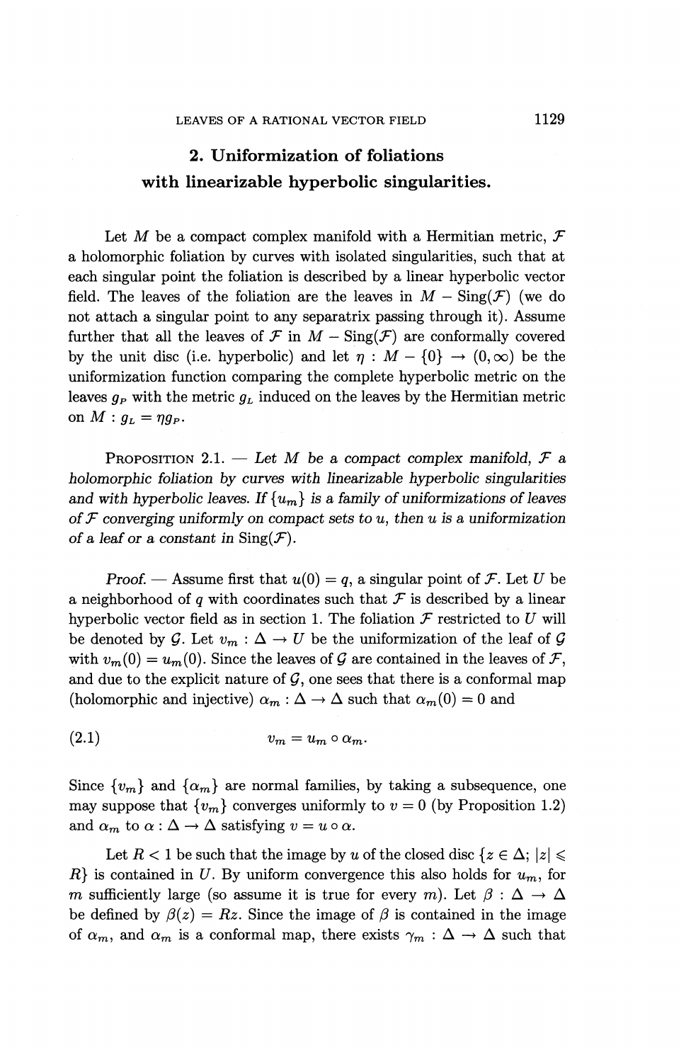## 2. Uniformization of foliations with linearizable hyperbolic singularities.

Let $M$ be a compact complex manifold with a Hermitian metric, $\mathcal{F}$ a holomorphic foliation by curves with isolated singularities, such that at each singular point the foliation is described by a linear hyperbolic vector field. The leaves of the foliation are the leaves in $M - \mathrm{Sing}(\mathcal{F})$ (we do not attach a singular point to any separatrix passing through it). Assume further that all the leaves of $\mathcal{F}$ in $M - \mathrm{Sing}(\mathcal{F})$ are conformally covered by the unit disc (i.e. hyperbolic) and let $\eta : M - \{0\} \to (0, \infty)$ be the uniformization function comparing the complete hyperbolic metric on the leaves $g_P$ with the metric $g_L$ induced on the leaves by the Hermitian metric on $M : g_L = \eta g_P$.

PROPOSITION 2.1. — *Let $M$ be a compact complex manifold, $\mathcal{F}$ a holomorphic foliation by curves with linearizable hyperbolic singularities and with hyperbolic leaves. If $\{u_m\}$ is a family of uniformizations of leaves of $\mathcal{F}$ converging uniformly on compact sets to $u$, then $u$ is a uniformization of a leaf or a constant in $\mathrm{Sing}(\mathcal{F})$.*

*Proof.* — Assume first that $u(0) = q$, a singular point of $\mathcal{F}$. Let $U$ be a neighborhood of $q$ with coordinates such that $\mathcal{F}$ is described by a linear hyperbolic vector field as in section 1. The foliation $\mathcal{F}$ restricted to $U$ will be denoted by $\mathcal{G}$. Let $v_m : \Delta \to U$ be the uniformization of the leaf of $\mathcal{G}$ with $v_m(0) = u_m(0)$. Since the leaves of $\mathcal{G}$ are contained in the leaves of $\mathcal{F}$, and due to the explicit nature of $\mathcal{G}$, one sees that there is a conformal map (holomorphic and injective) $\alpha_m : \Delta \to \Delta$ such that $\alpha_m(0) = 0$ and

$$v_m = u_m \circ \alpha_m. \tag{2.1}$$

Since $\{v_m\}$ and $\{\alpha_m\}$ are normal families, by taking a subsequence, one may suppose that $\{v_m\}$ converges uniformly to $v = 0$ (by Proposition 1.2) and $\alpha_m$ to $\alpha : \Delta \to \Delta$ satisfying $v = u \circ \alpha$.

Let $R < 1$ be such that the image by $u$ of the closed disc $\{z \in \Delta;\ |z| \leqslant R\}$ is contained in $U$. By uniform convergence this also holds for $u_m$, for $m$ sufficiently large (so assume it is true for every $m$). Let $\beta : \Delta \to \Delta$ be defined by $\beta(z) = Rz$. Since the image of $\beta$ is contained in the image of $\alpha_m$, and $\alpha_m$ is a conformal map, there exists $\gamma_m : \Delta \to \Delta$ such that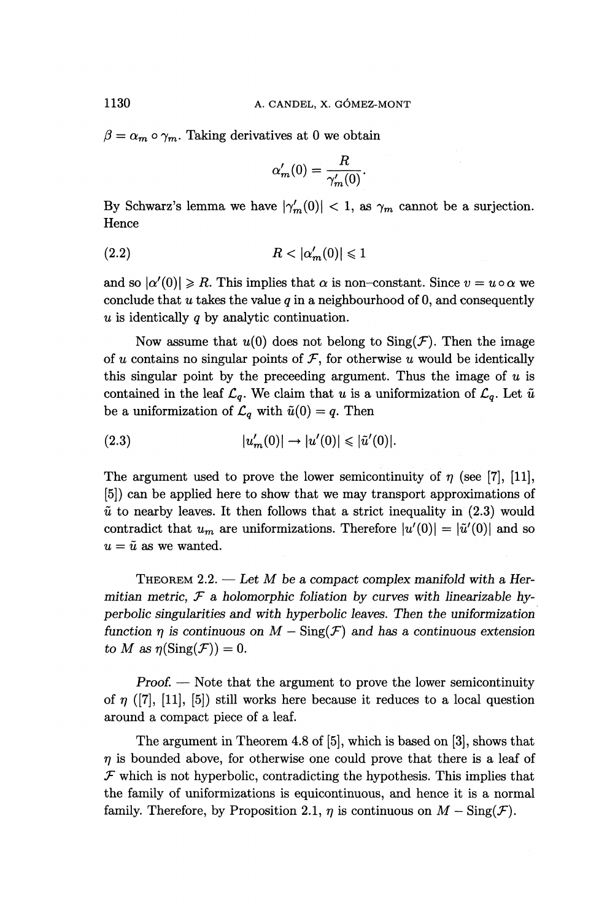$\beta = \alpha_m \circ \gamma_m$. Taking derivatives at 0 we obtain

$$\alpha'_m(0) = \frac{R}{\gamma'_m(0)}.$$

By Schwarz's lemma we have $|\gamma'_m(0)| < 1$, as $\gamma_m$ cannot be a surjection. Hence

$$R < |\alpha'_m(0)| \leqslant 1 \tag{2.2}$$

and so $|\alpha'(0)| \geqslant R$. This implies that $\alpha$ is non–constant. Since $v = u \circ \alpha$ we conclude that $u$ takes the value $q$ in a neighbourhood of 0, and consequently $u$ is identically $q$ by analytic continuation.

Now assume that $u(0)$ does not belong to $\mathrm{Sing}(\mathcal{F})$. Then the image of $u$ contains no singular points of $\mathcal{F}$, for otherwise $u$ would be identically this singular point by the preceeding argument. Thus the image of $u$ is contained in the leaf $\mathcal{L}_q$. We claim that $u$ is a uniformization of $\mathcal{L}_q$. Let $\tilde{u}$ be a uniformization of $\mathcal{L}_q$ with $\tilde{u}(0) = q$. Then

$$|u'_m(0)| \to |u'(0)| \leqslant |\tilde{u}'(0)|. \tag{2.3}$$

The argument used to prove the lower semicontinuity of $\eta$ (see [7], [11], [5]) can be applied here to show that we may transport approximations of $\tilde{u}$ to nearby leaves. It then follows that a strict inequality in (2.3) would contradict that $u_m$ are uniformizations. Therefore $|u'(0)| = |\tilde{u}'(0)|$ and so $u = \tilde{u}$ as we wanted.

THEOREM 2.2. — *Let $M$ be a compact complex manifold with a Hermitian metric, $\mathcal{F}$ a holomorphic foliation by curves with linearizable hyperbolic singularities and with hyperbolic leaves. Then the uniformization function $\eta$ is continuous on $M - \mathrm{Sing}(\mathcal{F})$ and has a continuous extension to $M$ as $\eta(\mathrm{Sing}(\mathcal{F})) = 0$.*

*Proof.* — Note that the argument to prove the lower semicontinuity of $\eta$ ([7], [11], [5]) still works here because it reduces to a local question around a compact piece of a leaf.

The argument in Theorem 4.8 of [5], which is based on [3], shows that $\eta$ is bounded above, for otherwise one could prove that there is a leaf of $\mathcal{F}$ which is not hyperbolic, contradicting the hypothesis. This implies that the family of uniformizations is equicontinuous, and hence it is a normal family. Therefore, by Proposition 2.1, $\eta$ is continuous on $M - \mathrm{Sing}(\mathcal{F})$.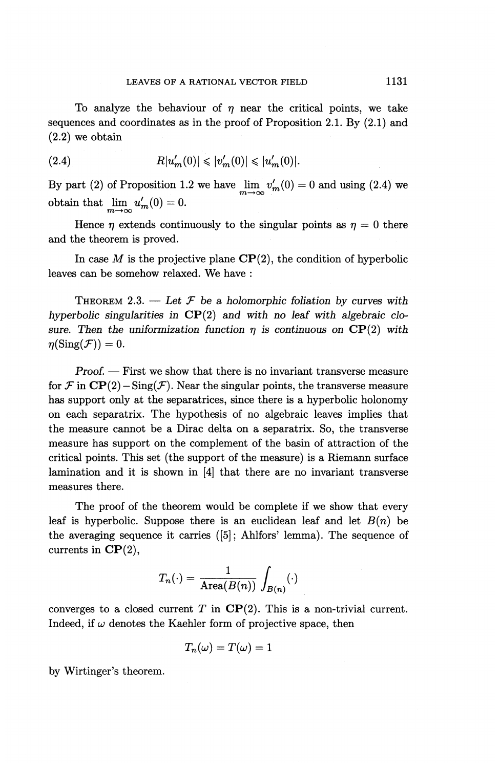To analyze the behaviour of $\eta$ near the critical points, we take sequences and coordinates as in the proof of Proposition 2.1. By (2.1) and (2.2) we obtain

$$R|u'_m(0)| \leqslant |v'_m(0)| \leqslant |u'_m(0)|. \tag{2.4}$$

By part (2) of Proposition 1.2 we have $\lim_{m\to\infty} v'_m(0) = 0$ and using (2.4) we obtain that $\lim_{m\to\infty} u'_m(0) = 0$.

Hence $\eta$ extends continuously to the singular points as $\eta = 0$ there and the theorem is proved.

In case $M$ is the projective plane $\mathbf{CP}(2)$, the condition of hyperbolic leaves can be somehow relaxed. We have :

THEOREM 2.3. — *Let $\mathcal{F}$ be a holomorphic foliation by curves with hyperbolic singularities in $\mathbf{CP}(2)$ and with no leaf with algebraic closure. Then the uniformization function $\eta$ is continuous on $\mathbf{CP}(2)$ with $\eta(\mathrm{Sing}(\mathcal{F})) = 0$.*

*Proof.* — First we show that there is no invariant transverse measure for $\mathcal{F}$ in $\mathbf{CP}(2) - \mathrm{Sing}(\mathcal{F})$. Near the singular points, the transverse measure has support only at the separatrices, since there is a hyperbolic holonomy on each separatrix. The hypothesis of no algebraic leaves implies that the measure cannot be a Dirac delta on a separatrix. So, the transverse measure has support on the complement of the basin of attraction of the critical points. This set (the support of the measure) is a Riemann surface lamination and it is shown in [4] that there are no invariant transverse measures there.

The proof of the theorem would be complete if we show that every leaf is hyperbolic. Suppose there is an euclidean leaf and let $B(n)$ be the averaging sequence it carries ([5]; Ahlfors' lemma). The sequence of currents in $\mathbf{CP}(2)$,

$$T_n(\cdot) = \frac{1}{\mathrm{Area}(B(n))}\int_{B(n)}(\cdot)$$

converges to a closed current $T$ in $\mathbf{CP}(2)$. This is a non-trivial current. Indeed, if $\omega$ denotes the Kaehler form of projective space, then

$$T_n(\omega) = T(\omega) = 1$$

by Wirtinger's theorem.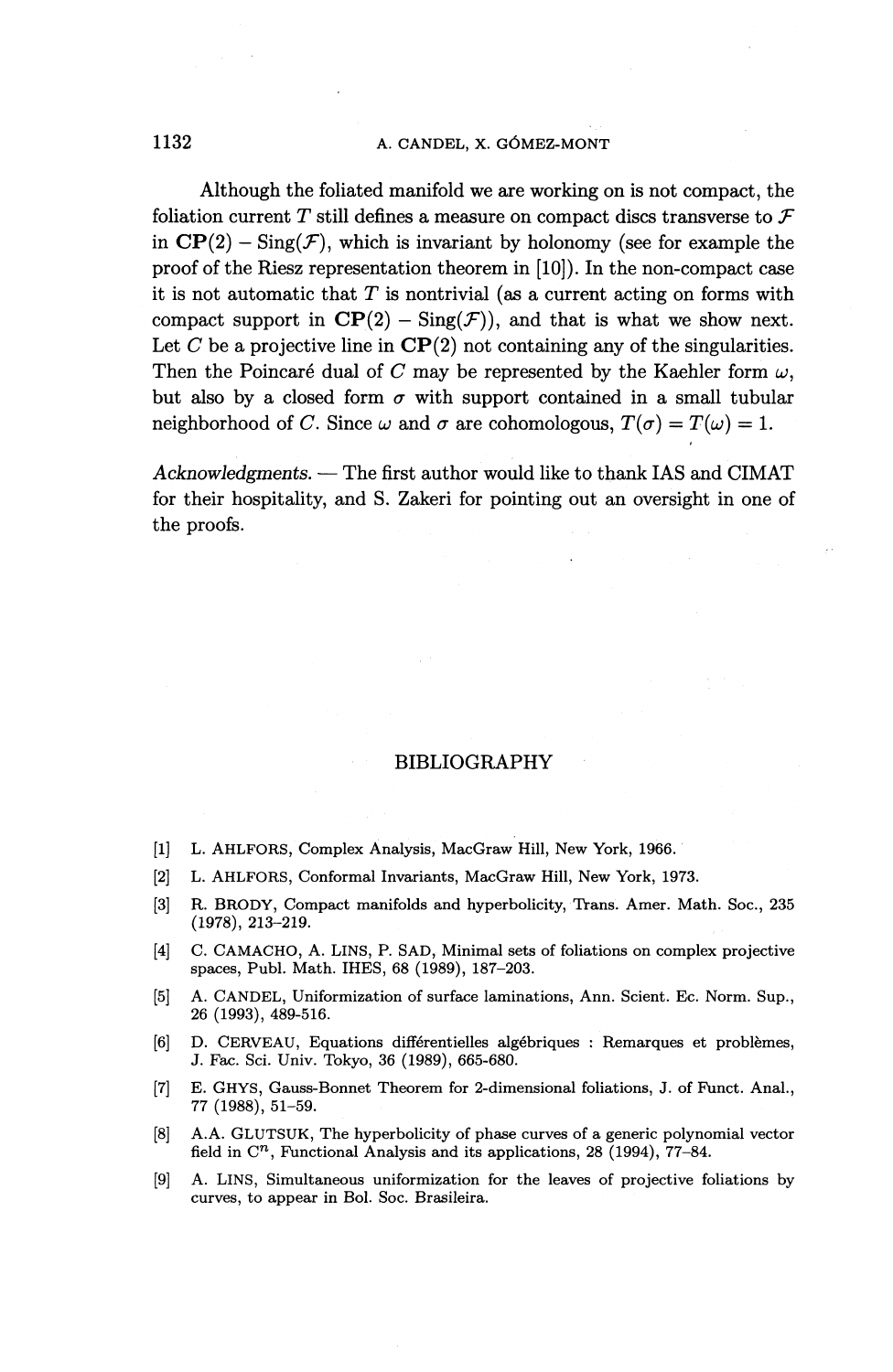Although the foliated manifold we are working on is not compact, the foliation current $T$ still defines a measure on compact discs transverse to $\mathcal{F}$ in $\mathbf{CP}(2) - \mathrm{Sing}(\mathcal{F})$, which is invariant by holonomy (see for example the proof of the Riesz representation theorem in [10]). In the non-compact case it is not automatic that $T$ is nontrivial (as a current acting on forms with compact support in $\mathbf{CP}(2) - \mathrm{Sing}(\mathcal{F})$), and that is what we show next. Let $C$ be a projective line in $\mathbf{CP}(2)$ not containing any of the singularities. Then the Poincaré dual of $C$ may be represented by the Kaehler form $\omega$, but also by a closed form $\sigma$ with support contained in a small tubular neighborhood of $C$. Since $\omega$ and $\sigma$ are cohomologous, $T(\sigma) = T(\omega) = 1$.

*Acknowledgments.* — The first author would like to thank IAS and CIMAT for their hospitality, and S. Zakeri for pointing out an oversight in one of the proofs.

## BIBLIOGRAPHY

[1] L. AHLFORS, Complex Analysis, MacGraw Hill, New York, 1966.

[2] L. AHLFORS, Conformal Invariants, MacGraw Hill, New York, 1973.

[3] R. BRODY, Compact manifolds and hyperbolicity, Trans. Amer. Math. Soc., 235 (1978), 213–219.

[4] C. CAMACHO, A. LINS, P. SAD, Minimal sets of foliations on complex projective spaces, Publ. Math. IHES, 68 (1989), 187–203.

[5] A. CANDEL, Uniformization of surface laminations, Ann. Scient. Ec. Norm. Sup., 26 (1993), 489-516.

[6] D. CERVEAU, Equations différentielles algébriques : Remarques et problèmes, J. Fac. Sci. Univ. Tokyo, 36 (1989), 665-680.

[7] E. GHYS, Gauss-Bonnet Theorem for 2-dimensional foliations, J. of Funct. Anal., 77 (1988), 51–59.

[8] A.A. GLUTSUK, The hyperbolicity of phase curves of a generic polynomial vector field in $C^n$, Functional Analysis and its applications, 28 (1994), 77–84.

[9] A. LINS, Simultaneous uniformization for the leaves of projective foliations by curves, to appear in Bol. Soc. Brasileira.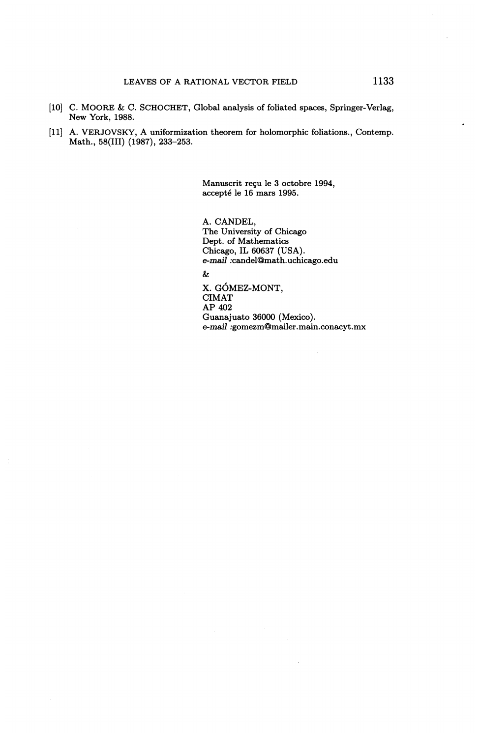[10] C. MOORE & C. SCHOCHET, Global analysis of foliated spaces, Springer-Verlag, New York, 1988.

[11] A. VERJOVSKY, A uniformization theorem for holomorphic foliations., Contemp. Math., 58(III) (1987), 233–253.

Manuscrit reçu le 3 octobre 1994,
accepté le 16 mars 1995.

A. CANDEL,
The University of Chicago
Dept. of Mathematics
Chicago, IL 60637 (USA).
*e-mail* :candel@math.uchicago.edu

&

X. GÓMEZ-MONT,
CIMAT
AP 402
Guanajuato 36000 (Mexico).
*e-mail* :gomezm@mailer.main.conacyt.mx